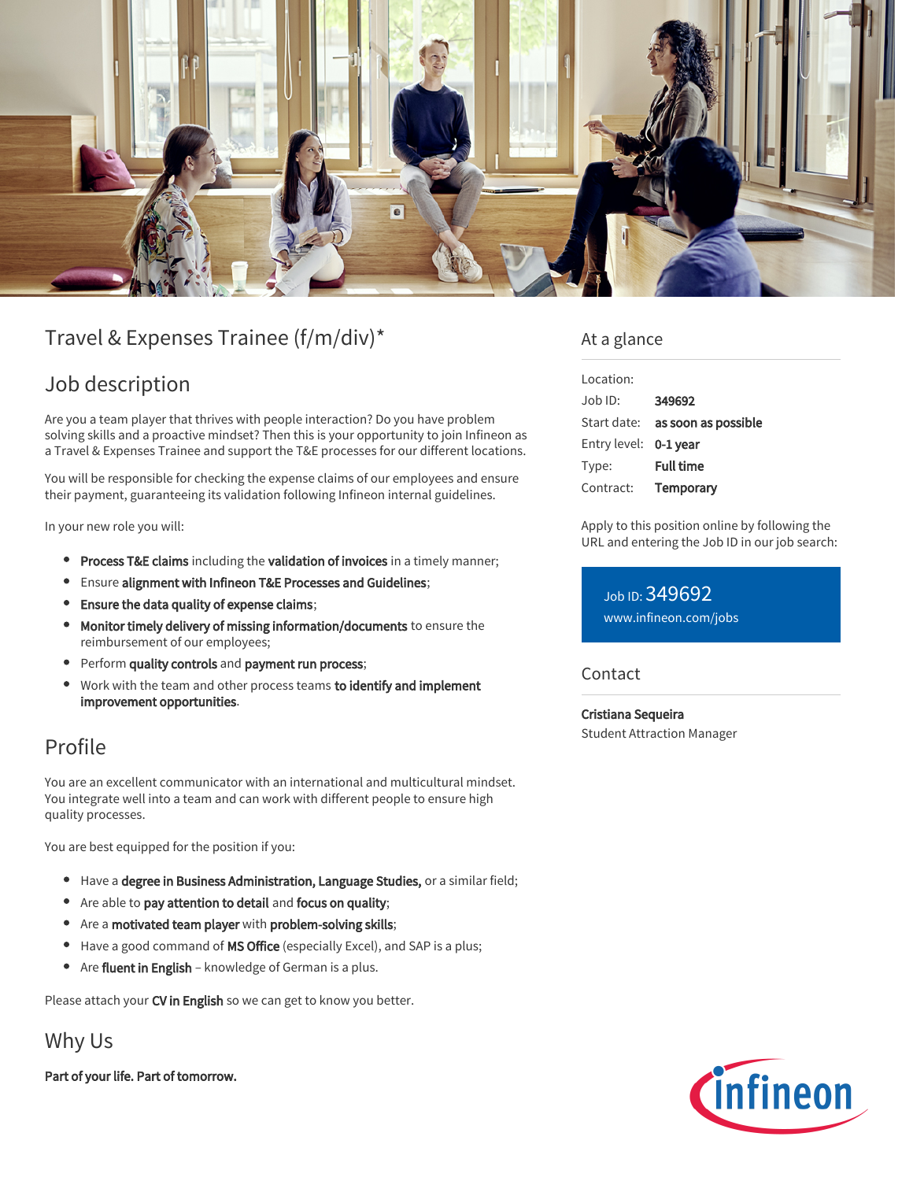# Travel & Expenses Trainee (f/m/div)*

## Job description

Are you a team player that thrives with people interaction? Do you have problem solving skills and a proactive mindset? Then this is your opportunity to join Infineon as a Travel & Expenses Trainee and support the T&E processes for our different locations.

You will be responsible for checking the expense claims of our employees and ensure their payment, guaranteeing its validation following Infineon internal guidelines.

In your new role you will:

- **Process T&E claims** including the **validation of invoices** in a timely manner;
- Ensure **alignment with Infineon T&E Processes and Guidelines**;
- **Ensure the data quality of expense claims**;
- **Monitor timely delivery of missing information/documents** to ensure the reimbursement of our employees;
- Perform **quality controls** and **payment run process**;
- Work with the team and other process teams **to identify and implement improvement opportunities**.

## Profile

You are an excellent communicator with an international and multicultural mindset. You integrate well into a team and can work with different people to ensure high quality processes.

You are best equipped for the position if you:

- Have a **degree in Business Administration, Language Studies,** or a similar field;
- Are able to **pay attention to detail** and **focus on quality**;
- Are a **motivated team player** with **problem-solving skills**;
- Have a good command of **MS Office** (especially Excel), and SAP is a plus;
- Are **fluent in English** – knowledge of German is a plus.

Please attach your **CV in English** so we can get to know you better.

## Why Us

**Part of your life. Part of tomorrow.**

## At a glance

| | |
|---|---|
| Location: | |
| Job ID: | **349692** |
| Start date: | **as soon as possible** |
| Entry level: | **0-1 year** |
| Type: | **Full time** |
| Contract: | **Temporary** |

Apply to this position online by following the URL and entering the Job ID in our job search:

Job ID: 349692
www.infineon.com/jobs

## Contact

**Cristiana Sequeira**
Student Attraction Manager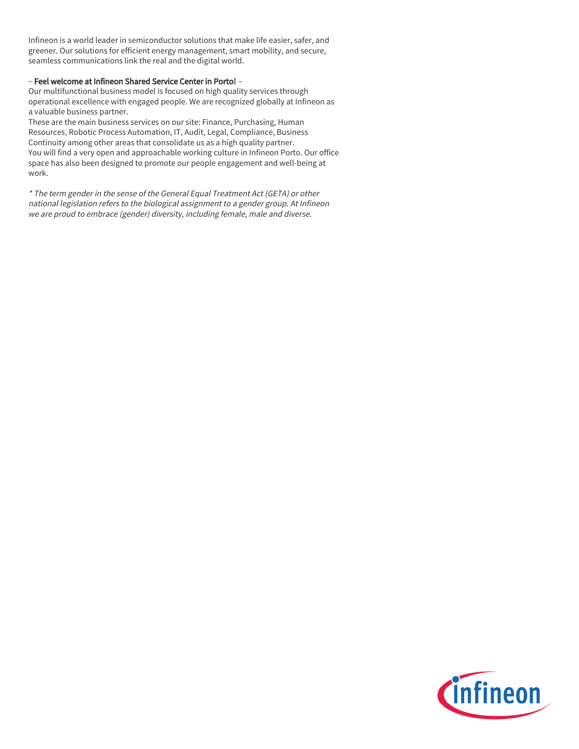Infineon is a world leader in semiconductor solutions that make life easier, safer, and greener. Our solutions for efficient energy management, smart mobility, and secure, seamless communications link the real and the digital world.

– **Feel welcome at Infineon Shared Service Center in Porto!** –
Our multifunctional business model is focused on high quality services through operational excellence with engaged people. We are recognized globally at Infineon as a valuable business partner.
These are the main business services on our site: Finance, Purchasing, Human Resources, Robotic Process Automation, IT, Audit, Legal, Compliance, Business Continuity among other areas that consolidate us as a high quality partner.
You will find a very open and approachable working culture in Infineon Porto. Our office space has also been designed to promote our people engagement and well-being at work.

*\* The term gender in the sense of the General Equal Treatment Act (GETA) or other national legislation refers to the biological assignment to a gender group. At Infineon we are proud to embrace (gender) diversity, including female, male and diverse.*